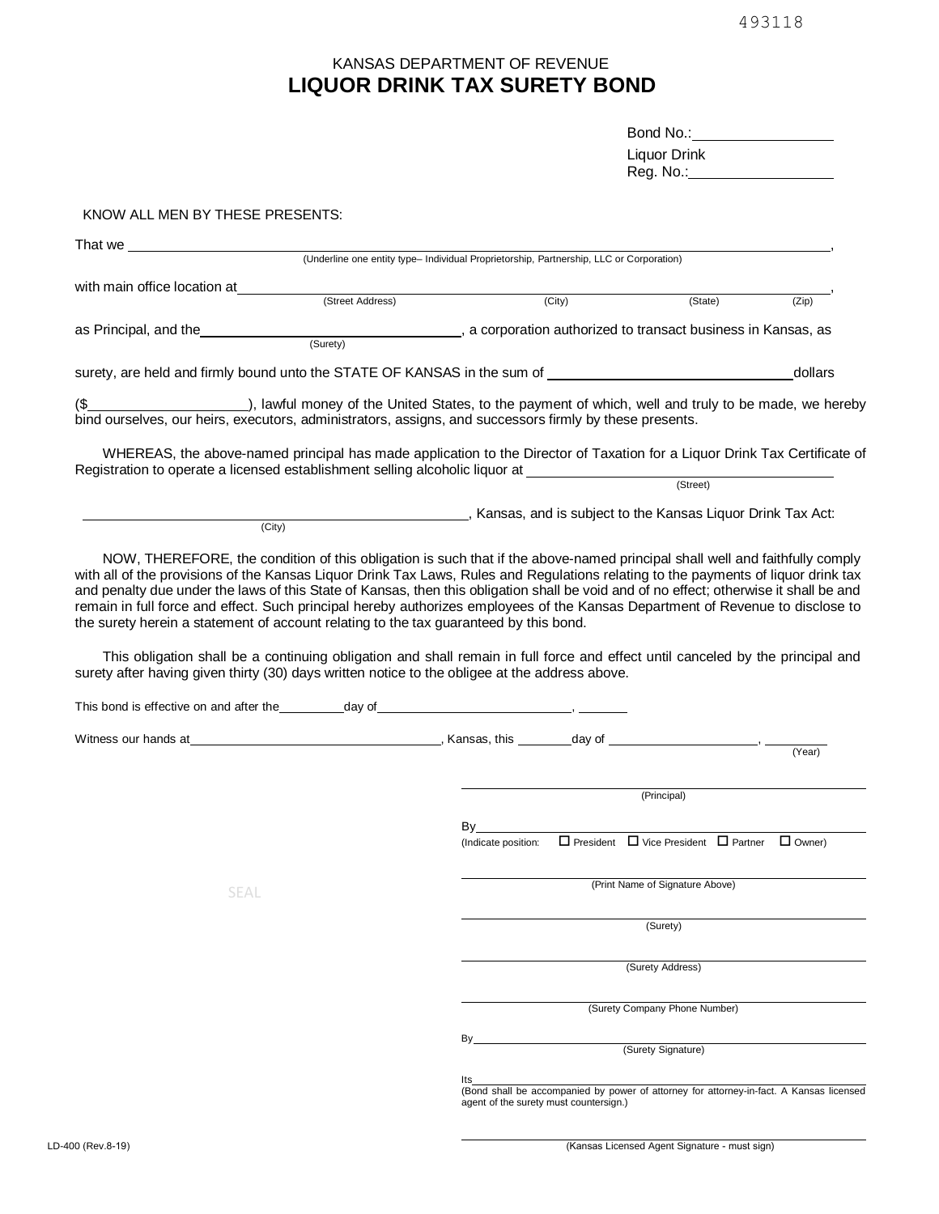493118

KANSAS DEPARTMENT OF REVENUE

# LIQUOR DRINK TAX SURETY BOND

Bond No.:\_\_\_\_\_\_\_\_\_\_\_\_\_\_\_\_

Liquor Drink Reg. No.:\_\_\_\_\_\_\_\_\_\_\_\_\_\_\_\_

KNOW ALL MEN BY THESE PRESENTS:

That we \_\_\_\_\_\_\_\_\_\_\_\_\_\_\_\_\_\_\_\_\_\_\_\_\_\_\_\_\_\_\_\_\_\_\_\_\_\_\_\_\_\_\_\_\_\_\_\_,
(Underline one entity type– Individual Proprietorship, Partnership, LLC or Corporation)

with main office location at \_\_\_\_\_\_\_\_\_\_\_\_\_\_\_\_\_\_\_\_\_\_\_\_\_\_\_\_\_\_\_\_\_\_\_\_\_\_\_\_,
(Street Address) (City) (State) (Zip)

as Principal, and the \_\_\_\_\_\_\_\_\_\_\_\_\_\_\_\_\_\_\_\_\_\_\_\_\_\_\_\_, a corporation authorized to transact business in Kansas, as
(Surety)

surety, are held and firmly bound unto the STATE OF KANSAS in the sum of \_\_\_\_\_\_\_\_\_\_\_\_\_\_\_\_\_\_\_\_\_\_\_\_\_\_ dollars

($\_\_\_\_\_\_\_\_\_\_\_\_\_\_\_\_\_\_), lawful money of the United States, to the payment of which, well and truly to be made, we hereby bind ourselves, our heirs, executors, administrators, assigns, and successors firmly by these presents.

WHEREAS, the above-named principal has made application to the Director of Taxation for a Liquor Drink Tax Certificate of Registration to operate a licensed establishment selling alcoholic liquor at \_\_\_\_\_\_\_\_\_\_\_\_\_\_\_\_\_\_\_\_\_\_\_\_\_
(Street)

\_\_\_\_\_\_\_\_\_\_\_\_\_\_\_\_\_\_\_\_\_\_\_\_\_\_\_\_\_\_\_\_\_\_\_\_\_\_\_\_\_\_, Kansas, and is subject to the Kansas Liquor Drink Tax Act:
(City)

NOW, THEREFORE, the condition of this obligation is such that if the above-named principal shall well and faithfully comply with all of the provisions of the Kansas Liquor Drink Tax Laws, Rules and Regulations relating to the payments of liquor drink tax and penalty due under the laws of this State of Kansas, then this obligation shall be void and of no effect; otherwise it shall be and remain in full force and effect. Such principal hereby authorizes employees of the Kansas Department of Revenue to disclose to the surety herein a statement of account relating to the tax guaranteed by this bond.

This obligation shall be a continuing obligation and shall remain in full force and effect until canceled by the principal and surety after having given thirty (30) days written notice to the obligee at the address above.

This bond is effective on and after the \_\_\_\_\_\_\_ day of \_\_\_\_\_\_\_\_\_\_\_\_\_\_\_\_\_\_\_\_\_\_, \_\_\_\_\_\_

Witness our hands at \_\_\_\_\_\_\_\_\_\_\_\_\_\_\_\_\_\_\_\_\_\_\_\_\_\_\_\_\_\_, Kansas, this \_\_\_\_\_\_ day of \_\_\_\_\_\_\_\_\_\_\_\_\_\_\_\_\_\_\_, \_\_\_\_\_\_
(Year)

\_\_\_\_\_\_\_\_\_\_\_\_\_\_\_\_\_\_\_\_\_\_\_\_\_\_\_\_\_\_\_\_\_\_\_\_\_\_\_\_
(Principal)

By \_\_\_\_\_\_\_\_\_\_\_\_\_\_\_\_\_\_\_\_\_\_\_\_\_\_\_\_\_\_\_\_\_\_\_\_\_\_
(Indicate position: ☐ President ☐ Vice President ☐ Partner ☐ Owner)

SEAL

\_\_\_\_\_\_\_\_\_\_\_\_\_\_\_\_\_\_\_\_\_\_\_\_\_\_\_\_\_\_\_\_\_\_\_\_\_\_\_\_
(Print Name of Signature Above)

\_\_\_\_\_\_\_\_\_\_\_\_\_\_\_\_\_\_\_\_\_\_\_\_\_\_\_\_\_\_\_\_\_\_\_\_\_\_\_\_
(Surety)

\_\_\_\_\_\_\_\_\_\_\_\_\_\_\_\_\_\_\_\_\_\_\_\_\_\_\_\_\_\_\_\_\_\_\_\_\_\_\_\_
(Surety Address)

\_\_\_\_\_\_\_\_\_\_\_\_\_\_\_\_\_\_\_\_\_\_\_\_\_\_\_\_\_\_\_\_\_\_\_\_\_\_\_\_
(Surety Company Phone Number)

By \_\_\_\_\_\_\_\_\_\_\_\_\_\_\_\_\_\_\_\_\_\_\_\_\_\_\_\_\_\_\_\_\_\_\_\_\_\_
(Surety Signature)

Its \_\_\_\_\_\_\_\_\_\_\_\_\_\_\_\_\_\_\_\_\_\_\_\_\_\_\_\_\_\_\_\_\_\_\_\_\_\_
(Bond shall be accompanied by power of attorney for attorney-in-fact. A Kansas licensed agent of the surety must countersign.)

\_\_\_\_\_\_\_\_\_\_\_\_\_\_\_\_\_\_\_\_\_\_\_\_\_\_\_\_\_\_\_\_\_\_\_\_\_\_\_\_
(Kansas Licensed Agent Signature - must sign)

LD-400 (Rev.8-19)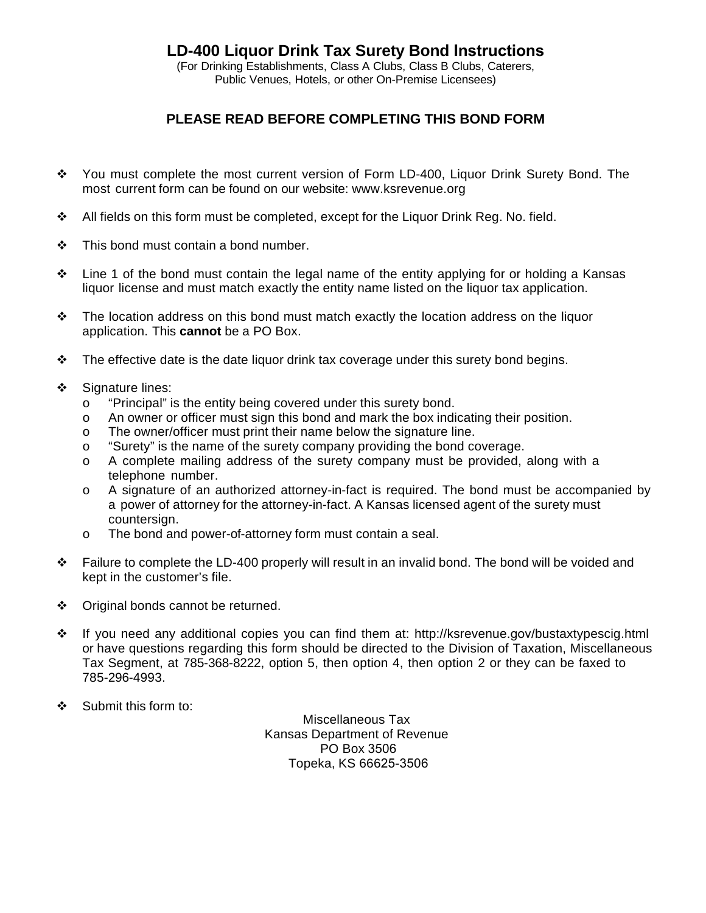# LD-400 Liquor Drink Tax Surety Bond Instructions

(For Drinking Establishments, Class A Clubs, Class B Clubs, Caterers, Public Venues, Hotels, or other On-Premise Licensees)

## PLEASE READ BEFORE COMPLETING THIS BOND FORM

- You must complete the most current version of Form LD-400, Liquor Drink Surety Bond. The most current form can be found on our website: www.ksrevenue.org

- All fields on this form must be completed, except for the Liquor Drink Reg. No. field.

- This bond must contain a bond number.

- Line 1 of the bond must contain the legal name of the entity applying for or holding a Kansas liquor license and must match exactly the entity name listed on the liquor tax application.

- The location address on this bond must match exactly the location address on the liquor application. This **cannot** be a PO Box.

- The effective date is the date liquor drink tax coverage under this surety bond begins.

- Signature lines:
  - "Principal" is the entity being covered under this surety bond.
  - An owner or officer must sign this bond and mark the box indicating their position.
  - The owner/officer must print their name below the signature line.
  - "Surety" is the name of the surety company providing the bond coverage.
  - A complete mailing address of the surety company must be provided, along with a telephone number.
  - A signature of an authorized attorney-in-fact is required. The bond must be accompanied by a power of attorney for the attorney-in-fact. A Kansas licensed agent of the surety must countersign.
  - The bond and power-of-attorney form must contain a seal.

- Failure to complete the LD-400 properly will result in an invalid bond. The bond will be voided and kept in the customer's file.

- Original bonds cannot be returned.

- If you need any additional copies you can find them at: http://ksrevenue.gov/bustaxtypescig.html or have questions regarding this form should be directed to the Division of Taxation, Miscellaneous Tax Segment, at 785-368-8222, option 5, then option 4, then option 2 or they can be faxed to 785-296-4993.

- Submit this form to:

  Miscellaneous Tax
  Kansas Department of Revenue
  PO Box 3506
  Topeka, KS 66625-3506